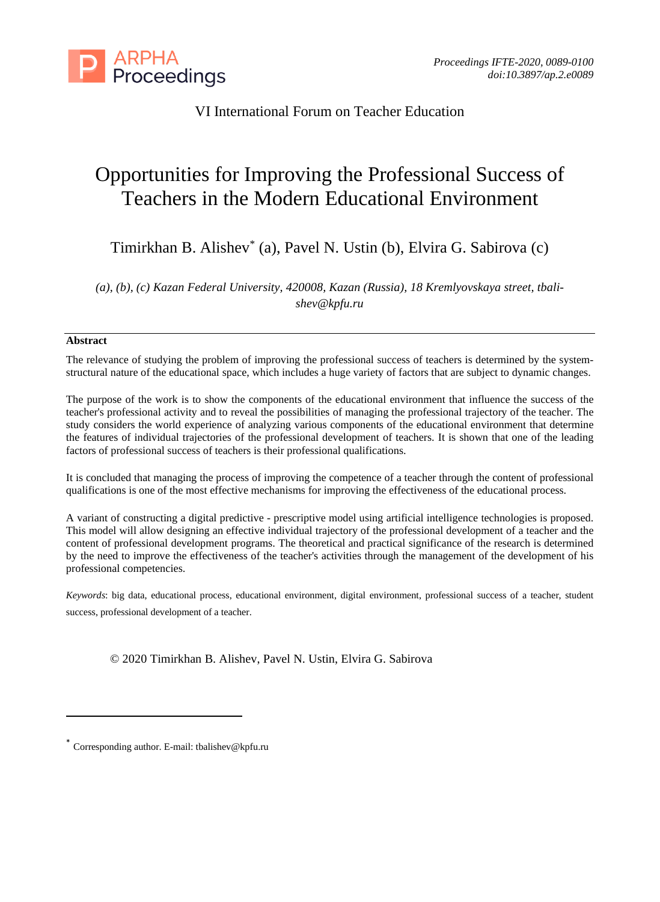VI International Forum on Teacher Education

# Opportunities for Improving the Professional Success of Teachers in the Modern Educational Environment

Timirkhan B. Alishev* (a), Pavel N. Ustin (b), Elvira G. Sabirova (c)

*(a), (b), (c) Kazan Federal University, 420008, Kazan (Russia), 18 Kremlyovskaya street, tbalishev@kpfu.ru*

---

**Abstract**

The relevance of studying the problem of improving the professional success of teachers is determined by the system-structural nature of the educational space, which includes a huge variety of factors that are subject to dynamic changes.

The purpose of the work is to show the components of the educational environment that influence the success of the teacher's professional activity and to reveal the possibilities of managing the professional trajectory of the teacher. The study considers the world experience of analyzing various components of the educational environment that determine the features of individual trajectories of the professional development of teachers. It is shown that one of the leading factors of professional success of teachers is their professional qualifications.

It is concluded that managing the process of improving the competence of a teacher through the content of professional qualifications is one of the most effective mechanisms for improving the effectiveness of the educational process.

A variant of constructing a digital predictive - prescriptive model using artificial intelligence technologies is proposed. This model will allow designing an effective individual trajectory of the professional development of a teacher and the content of professional development programs. The theoretical and practical significance of the research is determined by the need to improve the effectiveness of the teacher's activities through the management of the development of his professional competencies.

*Keywords*: big data, educational process, educational environment, digital environment, professional success of a teacher, student success, professional development of a teacher.

© 2020 Timirkhan B. Alishev, Pavel N. Ustin, Elvira G. Sabirova

---

* Corresponding author. E-mail: tbalishev@kpfu.ru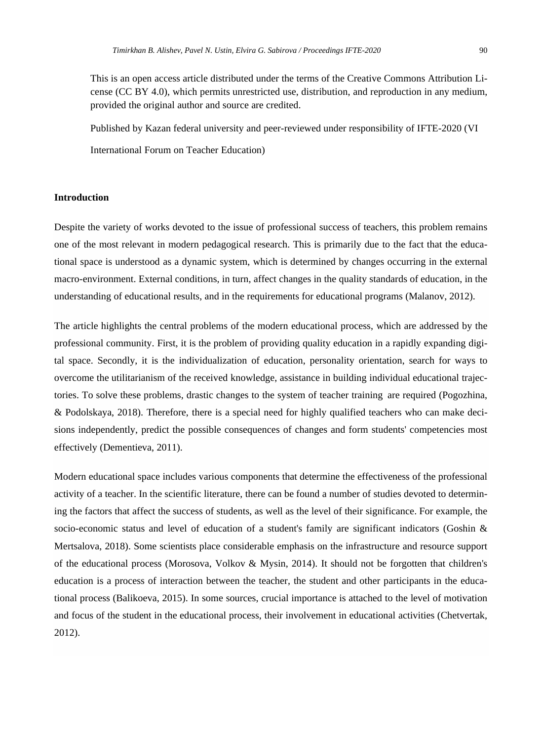This is an open access article distributed under the terms of the Creative Commons Attribution License (CC BY 4.0), which permits unrestricted use, distribution, and reproduction in any medium, provided the original author and source are credited.

Published by Kazan federal university and peer-reviewed under responsibility of IFTE-2020 (VI International Forum on Teacher Education)

## Introduction

Despite the variety of works devoted to the issue of professional success of teachers, this problem remains one of the most relevant in modern pedagogical research. This is primarily due to the fact that the educational space is understood as a dynamic system, which is determined by changes occurring in the external macro-environment. External conditions, in turn, affect changes in the quality standards of education, in the understanding of educational results, and in the requirements for educational programs (Malanov, 2012).

The article highlights the central problems of the modern educational process, which are addressed by the professional community. First, it is the problem of providing quality education in a rapidly expanding digital space. Secondly, it is the individualization of education, personality orientation, search for ways to overcome the utilitarianism of the received knowledge, assistance in building individual educational trajectories. To solve these problems, drastic changes to the system of teacher training are required (Pogozhina, & Podolskaya, 2018). Therefore, there is a special need for highly qualified teachers who can make decisions independently, predict the possible consequences of changes and form students' competencies most effectively (Dementieva, 2011).

Modern educational space includes various components that determine the effectiveness of the professional activity of a teacher. In the scientific literature, there can be found a number of studies devoted to determining the factors that affect the success of students, as well as the level of their significance. For example, the socio-economic status and level of education of a student's family are significant indicators (Goshin & Mertsalova, 2018). Some scientists place considerable emphasis on the infrastructure and resource support of the educational process (Morosova, Volkov & Mysin, 2014). It should not be forgotten that children's education is a process of interaction between the teacher, the student and other participants in the educational process (Balikoeva, 2015). In some sources, crucial importance is attached to the level of motivation and focus of the student in the educational process, their involvement in educational activities (Chetvertak, 2012).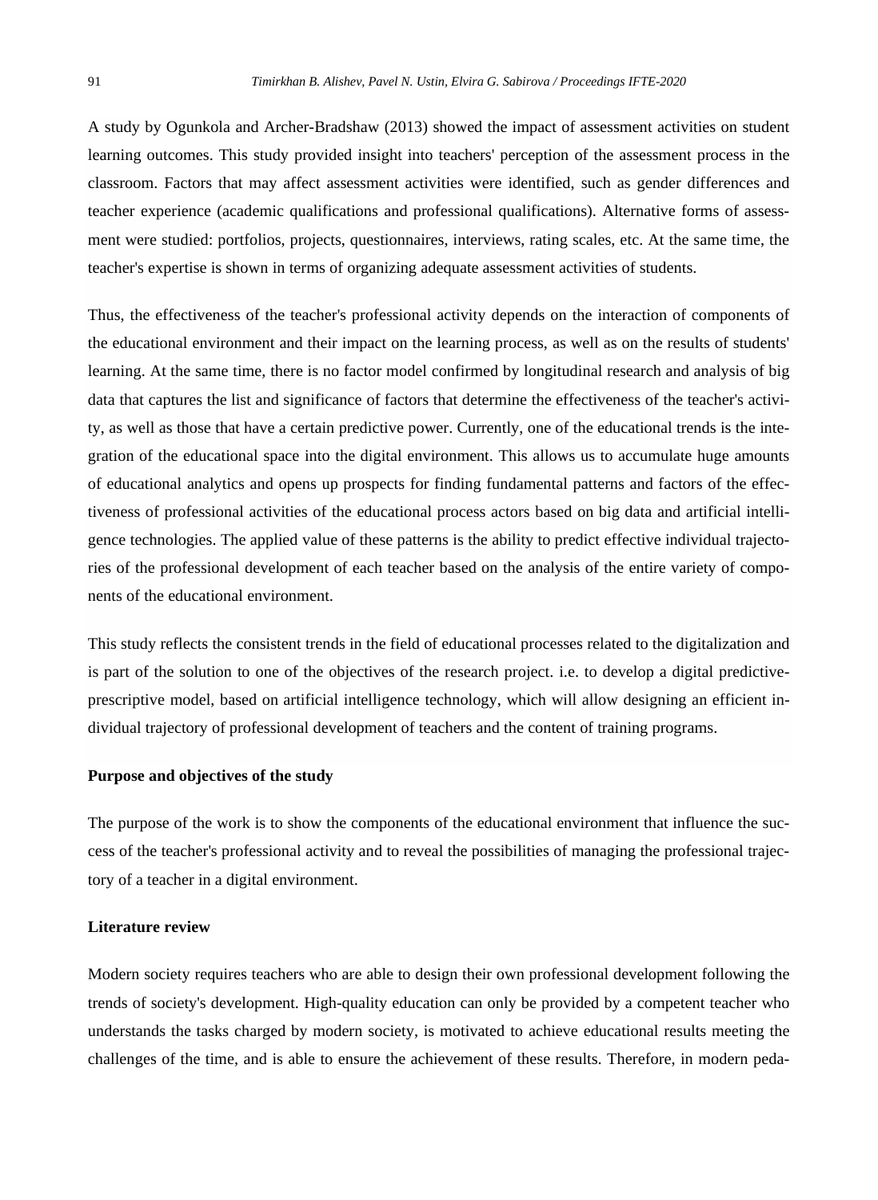A study by Ogunkola and Archer-Bradshaw (2013) showed the impact of assessment activities on student learning outcomes. This study provided insight into teachers' perception of the assessment process in the classroom. Factors that may affect assessment activities were identified, such as gender differences and teacher experience (academic qualifications and professional qualifications). Alternative forms of assessment were studied: portfolios, projects, questionnaires, interviews, rating scales, etc. At the same time, the teacher's expertise is shown in terms of organizing adequate assessment activities of students.

Thus, the effectiveness of the teacher's professional activity depends on the interaction of components of the educational environment and their impact on the learning process, as well as on the results of students' learning. At the same time, there is no factor model confirmed by longitudinal research and analysis of big data that captures the list and significance of factors that determine the effectiveness of the teacher's activity, as well as those that have a certain predictive power. Currently, one of the educational trends is the integration of the educational space into the digital environment. This allows us to accumulate huge amounts of educational analytics and opens up prospects for finding fundamental patterns and factors of the effectiveness of professional activities of the educational process actors based on big data and artificial intelligence technologies. The applied value of these patterns is the ability to predict effective individual trajectories of the professional development of each teacher based on the analysis of the entire variety of components of the educational environment.

This study reflects the consistent trends in the field of educational processes related to the digitalization and is part of the solution to one of the objectives of the research project. i.e. to develop a digital predictive-prescriptive model, based on artificial intelligence technology, which will allow designing an efficient individual trajectory of professional development of teachers and the content of training programs.

## Purpose and objectives of the study

The purpose of the work is to show the components of the educational environment that influence the success of the teacher's professional activity and to reveal the possibilities of managing the professional trajectory of a teacher in a digital environment.

## Literature review

Modern society requires teachers who are able to design their own professional development following the trends of society's development. High-quality education can only be provided by a competent teacher who understands the tasks charged by modern society, is motivated to achieve educational results meeting the challenges of the time, and is able to ensure the achievement of these results. Therefore, in modern peda-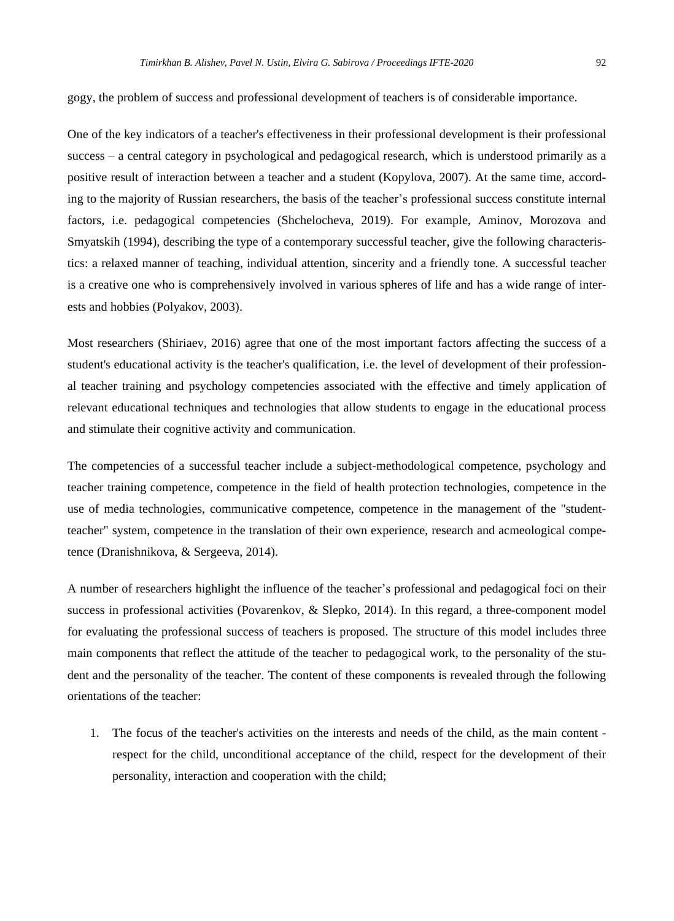gogy, the problem of success and professional development of teachers is of considerable importance.

One of the key indicators of a teacher's effectiveness in their professional development is their professional success – a central category in psychological and pedagogical research, which is understood primarily as a positive result of interaction between a teacher and a student (Kopylova, 2007). At the same time, according to the majority of Russian researchers, the basis of the teacher's professional success constitute internal factors, i.e. pedagogical competencies (Shchelocheva, 2019). For example, Aminov, Morozova and Smyatskih (1994), describing the type of a contemporary successful teacher, give the following characteristics: a relaxed manner of teaching, individual attention, sincerity and a friendly tone. A successful teacher is a creative one who is comprehensively involved in various spheres of life and has a wide range of interests and hobbies (Polyakov, 2003).

Most researchers (Shiriaev, 2016) agree that one of the most important factors affecting the success of a student's educational activity is the teacher's qualification, i.e. the level of development of their professional teacher training and psychology competencies associated with the effective and timely application of relevant educational techniques and technologies that allow students to engage in the educational process and stimulate their cognitive activity and communication.

The competencies of a successful teacher include a subject-methodological competence, psychology and teacher training competence, competence in the field of health protection technologies, competence in the use of media technologies, communicative competence, competence in the management of the "student-teacher" system, competence in the translation of their own experience, research and acmeological competence (Dranishnikova, & Sergeeva, 2014).

A number of researchers highlight the influence of the teacher's professional and pedagogical foci on their success in professional activities (Povarenkov, & Slepko, 2014). In this regard, a three-component model for evaluating the professional success of teachers is proposed. The structure of this model includes three main components that reflect the attitude of the teacher to pedagogical work, to the personality of the student and the personality of the teacher. The content of these components is revealed through the following orientations of the teacher:

1. The focus of the teacher's activities on the interests and needs of the child, as the main content - respect for the child, unconditional acceptance of the child, respect for the development of their personality, interaction and cooperation with the child;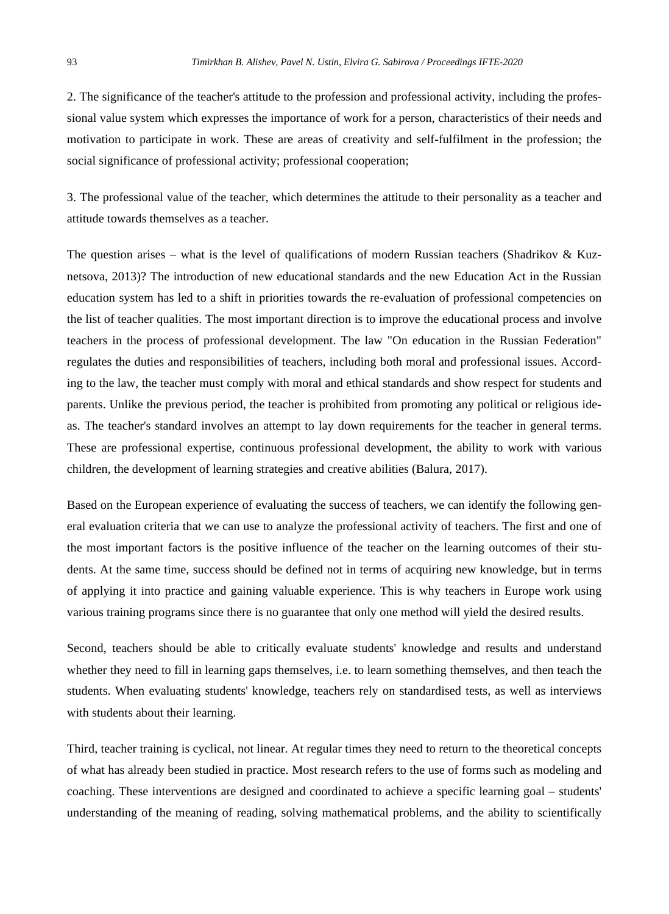2. The significance of the teacher's attitude to the profession and professional activity, including the professional value system which expresses the importance of work for a person, characteristics of their needs and motivation to participate in work. These are areas of creativity and self-fulfilment in the profession; the social significance of professional activity; professional cooperation;

3. The professional value of the teacher, which determines the attitude to their personality as a teacher and attitude towards themselves as a teacher.

The question arises – what is the level of qualifications of modern Russian teachers (Shadrikov & Kuznetsova, 2013)? The introduction of new educational standards and the new Education Act in the Russian education system has led to a shift in priorities towards the re-evaluation of professional competencies on the list of teacher qualities. The most important direction is to improve the educational process and involve teachers in the process of professional development. The law "On education in the Russian Federation" regulates the duties and responsibilities of teachers, including both moral and professional issues. According to the law, the teacher must comply with moral and ethical standards and show respect for students and parents. Unlike the previous period, the teacher is prohibited from promoting any political or religious ideas. The teacher's standard involves an attempt to lay down requirements for the teacher in general terms. These are professional expertise, continuous professional development, the ability to work with various children, the development of learning strategies and creative abilities (Balura, 2017).

Based on the European experience of evaluating the success of teachers, we can identify the following general evaluation criteria that we can use to analyze the professional activity of teachers. The first and one of the most important factors is the positive influence of the teacher on the learning outcomes of their students. At the same time, success should be defined not in terms of acquiring new knowledge, but in terms of applying it into practice and gaining valuable experience. This is why teachers in Europe work using various training programs since there is no guarantee that only one method will yield the desired results.

Second, teachers should be able to critically evaluate students' knowledge and results and understand whether they need to fill in learning gaps themselves, i.e. to learn something themselves, and then teach the students. When evaluating students' knowledge, teachers rely on standardised tests, as well as interviews with students about their learning.

Third, teacher training is cyclical, not linear. At regular times they need to return to the theoretical concepts of what has already been studied in practice. Most research refers to the use of forms such as modeling and coaching. These interventions are designed and coordinated to achieve a specific learning goal – students' understanding of the meaning of reading, solving mathematical problems, and the ability to scientifically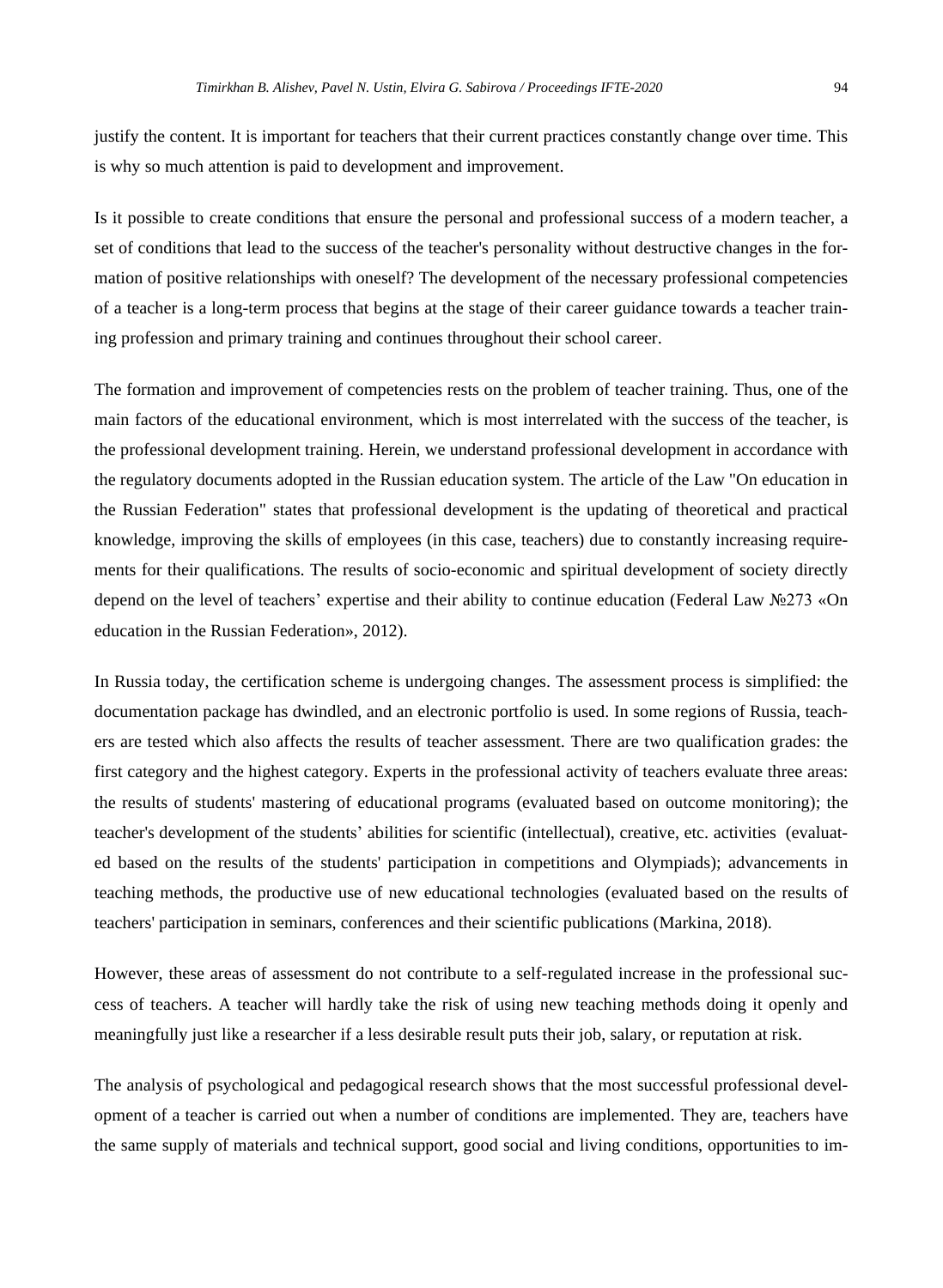justify the content. It is important for teachers that their current practices constantly change over time. This is why so much attention is paid to development and improvement.

Is it possible to create conditions that ensure the personal and professional success of a modern teacher, a set of conditions that lead to the success of the teacher's personality without destructive changes in the formation of positive relationships with oneself? The development of the necessary professional competencies of a teacher is a long-term process that begins at the stage of their career guidance towards a teacher training profession and primary training and continues throughout their school career.

The formation and improvement of competencies rests on the problem of teacher training. Thus, one of the main factors of the educational environment, which is most interrelated with the success of the teacher, is the professional development training. Herein, we understand professional development in accordance with the regulatory documents adopted in the Russian education system. The article of the Law "On education in the Russian Federation" states that professional development is the updating of theoretical and practical knowledge, improving the skills of employees (in this case, teachers) due to constantly increasing requirements for their qualifications. The results of socio-economic and spiritual development of society directly depend on the level of teachers' expertise and their ability to continue education (Federal Law №273 «On education in the Russian Federation», 2012).

In Russia today, the certification scheme is undergoing changes. The assessment process is simplified: the documentation package has dwindled, and an electronic portfolio is used. In some regions of Russia, teachers are tested which also affects the results of teacher assessment. There are two qualification grades: the first category and the highest category. Experts in the professional activity of teachers evaluate three areas: the results of students' mastering of educational programs (evaluated based on outcome monitoring); the teacher's development of the students' abilities for scientific (intellectual), creative, etc. activities (evaluated based on the results of the students' participation in competitions and Olympiads); advancements in teaching methods, the productive use of new educational technologies (evaluated based on the results of teachers' participation in seminars, conferences and their scientific publications (Markina, 2018).

However, these areas of assessment do not contribute to a self-regulated increase in the professional success of teachers. A teacher will hardly take the risk of using new teaching methods doing it openly and meaningfully just like a researcher if a less desirable result puts their job, salary, or reputation at risk.

The analysis of psychological and pedagogical research shows that the most successful professional development of a teacher is carried out when a number of conditions are implemented. They are, teachers have the same supply of materials and technical support, good social and living conditions, opportunities to im-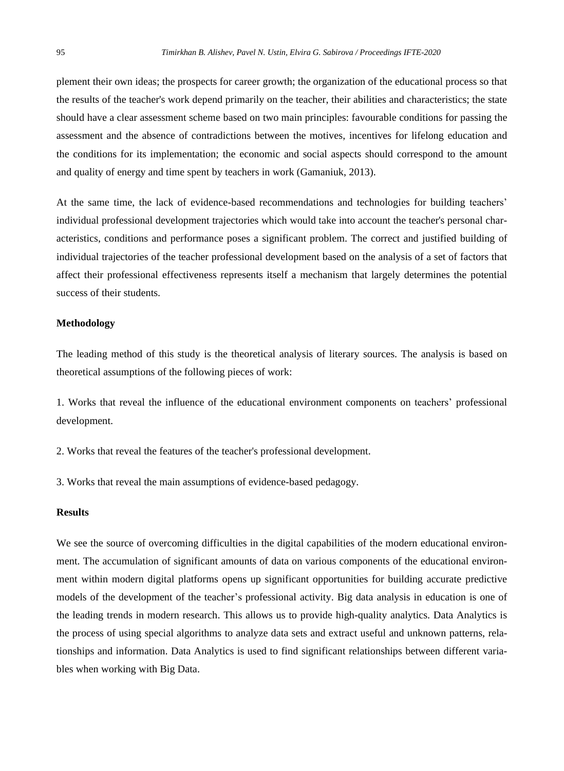plement their own ideas; the prospects for career growth; the organization of the educational process so that the results of the teacher's work depend primarily on the teacher, their abilities and characteristics; the state should have a clear assessment scheme based on two main principles: favourable conditions for passing the assessment and the absence of contradictions between the motives, incentives for lifelong education and the conditions for its implementation; the economic and social aspects should correspond to the amount and quality of energy and time spent by teachers in work (Gamaniuk, 2013).

At the same time, the lack of evidence-based recommendations and technologies for building teachers' individual professional development trajectories which would take into account the teacher's personal characteristics, conditions and performance poses a significant problem. The correct and justified building of individual trajectories of the teacher professional development based on the analysis of a set of factors that affect their professional effectiveness represents itself a mechanism that largely determines the potential success of their students.

## Methodology

The leading method of this study is the theoretical analysis of literary sources. The analysis is based on theoretical assumptions of the following pieces of work:

1. Works that reveal the influence of the educational environment components on teachers' professional development.

2. Works that reveal the features of the teacher's professional development.

3. Works that reveal the main assumptions of evidence-based pedagogy.

## Results

We see the source of overcoming difficulties in the digital capabilities of the modern educational environment. The accumulation of significant amounts of data on various components of the educational environment within modern digital platforms opens up significant opportunities for building accurate predictive models of the development of the teacher's professional activity. Big data analysis in education is one of the leading trends in modern research. This allows us to provide high-quality analytics. Data Analytics is the process of using special algorithms to analyze data sets and extract useful and unknown patterns, relationships and information. Data Analytics is used to find significant relationships between different variables when working with Big Data.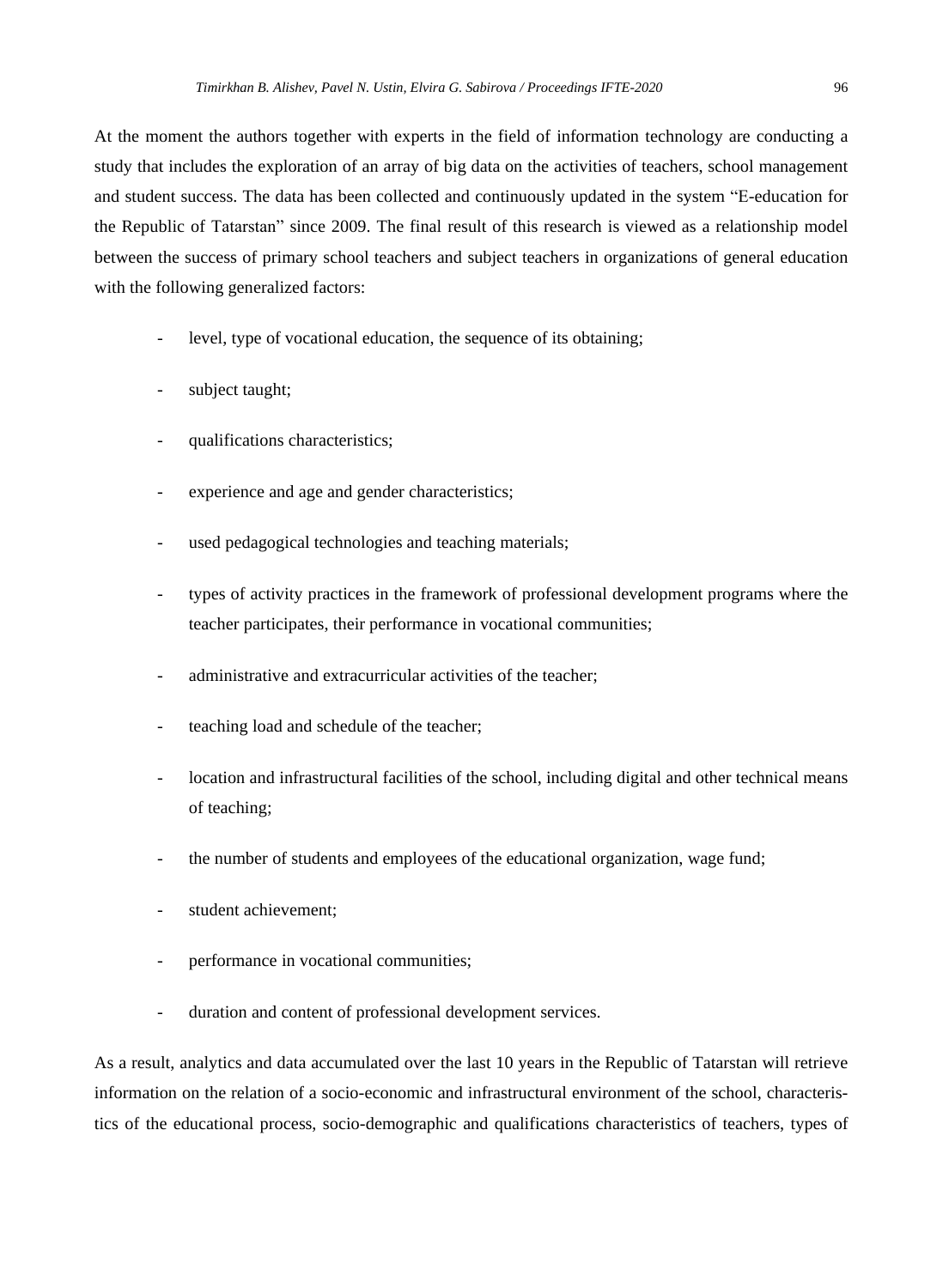At the moment the authors together with experts in the field of information technology are conducting a study that includes the exploration of an array of big data on the activities of teachers, school management and student success. The data has been collected and continuously updated in the system "E-education for the Republic of Tatarstan" since 2009. The final result of this research is viewed as a relationship model between the success of primary school teachers and subject teachers in organizations of general education with the following generalized factors:

- level, type of vocational education, the sequence of its obtaining;
- subject taught;
- qualifications characteristics;
- experience and age and gender characteristics;
- used pedagogical technologies and teaching materials;
- types of activity practices in the framework of professional development programs where the teacher participates, their performance in vocational communities;
- administrative and extracurricular activities of the teacher;
- teaching load and schedule of the teacher;
- location and infrastructural facilities of the school, including digital and other technical means of teaching;
- the number of students and employees of the educational organization, wage fund;
- student achievement;
- performance in vocational communities;
- duration and content of professional development services.

As a result, analytics and data accumulated over the last 10 years in the Republic of Tatarstan will retrieve information on the relation of a socio-economic and infrastructural environment of the school, characteristics of the educational process, socio-demographic and qualifications characteristics of teachers, types of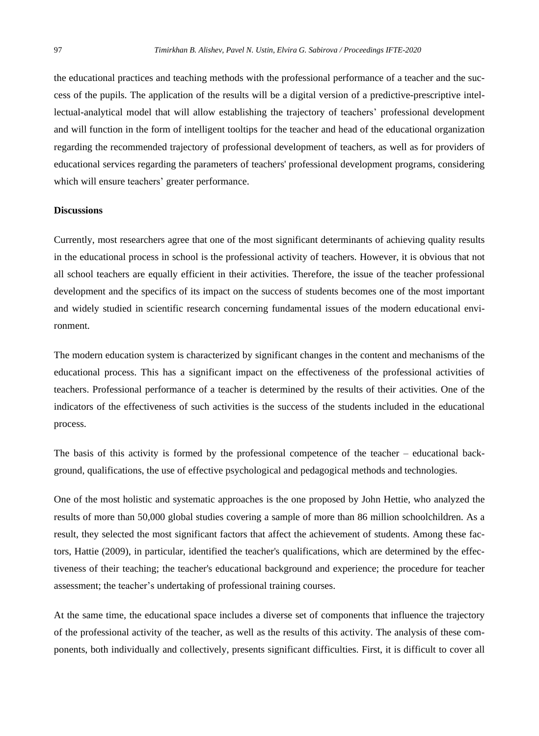the educational practices and teaching methods with the professional performance of a teacher and the success of the pupils. The application of the results will be a digital version of a predictive-prescriptive intellectual-analytical model that will allow establishing the trajectory of teachers' professional development and will function in the form of intelligent tooltips for the teacher and head of the educational organization regarding the recommended trajectory of professional development of teachers, as well as for providers of educational services regarding the parameters of teachers' professional development programs, considering which will ensure teachers' greater performance.

## Discussions

Currently, most researchers agree that one of the most significant determinants of achieving quality results in the educational process in school is the professional activity of teachers. However, it is obvious that not all school teachers are equally efficient in their activities. Therefore, the issue of the teacher professional development and the specifics of its impact on the success of students becomes one of the most important and widely studied in scientific research concerning fundamental issues of the modern educational environment.

The modern education system is characterized by significant changes in the content and mechanisms of the educational process. This has a significant impact on the effectiveness of the professional activities of teachers. Professional performance of a teacher is determined by the results of their activities. One of the indicators of the effectiveness of such activities is the success of the students included in the educational process.

The basis of this activity is formed by the professional competence of the teacher – educational background, qualifications, the use of effective psychological and pedagogical methods and technologies.

One of the most holistic and systematic approaches is the one proposed by John Hettie, who analyzed the results of more than 50,000 global studies covering a sample of more than 86 million schoolchildren. As a result, they selected the most significant factors that affect the achievement of students. Among these factors, Hattie (2009), in particular, identified the teacher's qualifications, which are determined by the effectiveness of their teaching; the teacher's educational background and experience; the procedure for teacher assessment; the teacher's undertaking of professional training courses.

At the same time, the educational space includes a diverse set of components that influence the trajectory of the professional activity of the teacher, as well as the results of this activity. The analysis of these components, both individually and collectively, presents significant difficulties. First, it is difficult to cover all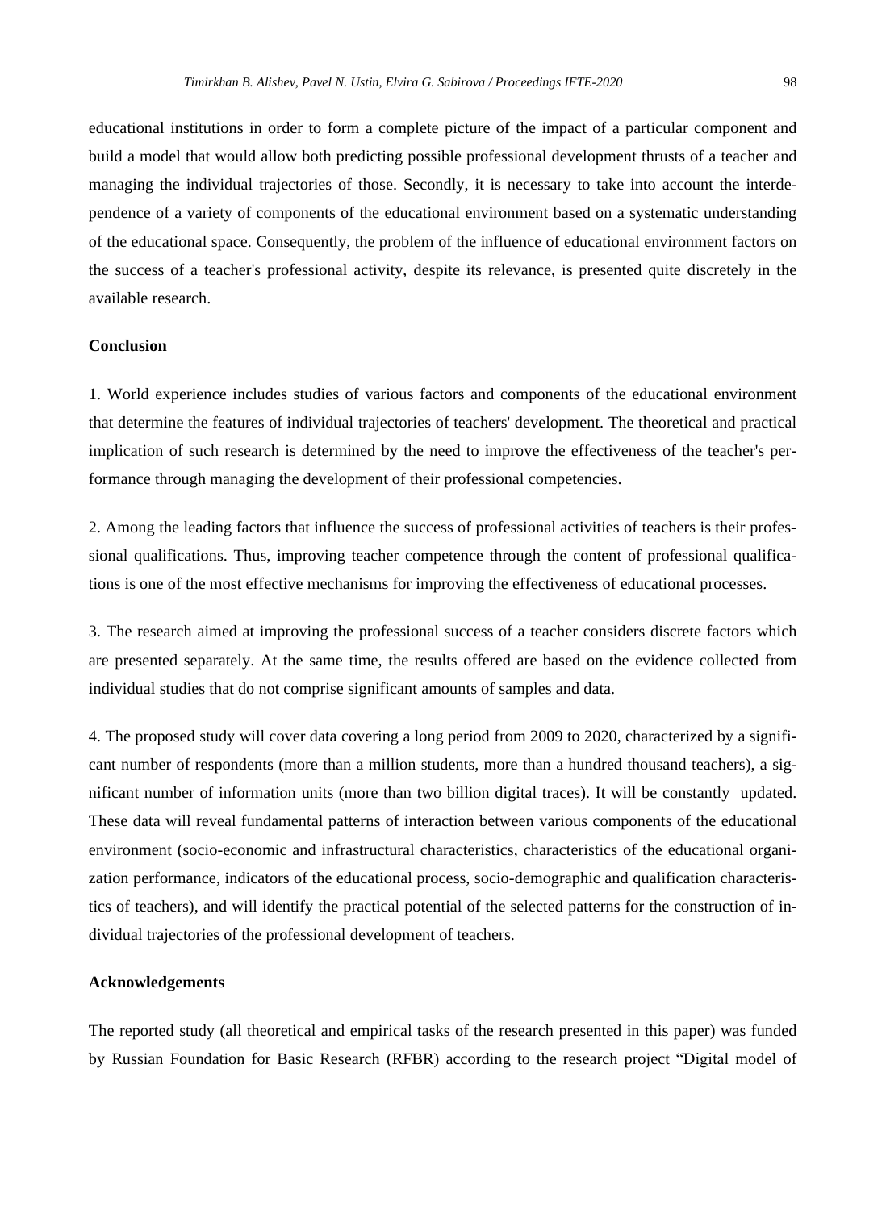educational institutions in order to form a complete picture of the impact of a particular component and build a model that would allow both predicting possible professional development thrusts of a teacher and managing the individual trajectories of those. Secondly, it is necessary to take into account the interdependence of a variety of components of the educational environment based on a systematic understanding of the educational space. Consequently, the problem of the influence of educational environment factors on the success of a teacher's professional activity, despite its relevance, is presented quite discretely in the available research.

## Conclusion

1. World experience includes studies of various factors and components of the educational environment that determine the features of individual trajectories of teachers' development. The theoretical and practical implication of such research is determined by the need to improve the effectiveness of the teacher's performance through managing the development of their professional competencies.

2. Among the leading factors that influence the success of professional activities of teachers is their professional qualifications. Thus, improving teacher competence through the content of professional qualifications is one of the most effective mechanisms for improving the effectiveness of educational processes.

3. The research aimed at improving the professional success of a teacher considers discrete factors which are presented separately. At the same time, the results offered are based on the evidence collected from individual studies that do not comprise significant amounts of samples and data.

4. The proposed study will cover data covering a long period from 2009 to 2020, characterized by a significant number of respondents (more than a million students, more than a hundred thousand teachers), a significant number of information units (more than two billion digital traces). It will be constantly updated. These data will reveal fundamental patterns of interaction between various components of the educational environment (socio-economic and infrastructural characteristics, characteristics of the educational organization performance, indicators of the educational process, socio-demographic and qualification characteristics of teachers), and will identify the practical potential of the selected patterns for the construction of individual trajectories of the professional development of teachers.

## Acknowledgements

The reported study (all theoretical and empirical tasks of the research presented in this paper) was funded by Russian Foundation for Basic Research (RFBR) according to the research project "Digital model of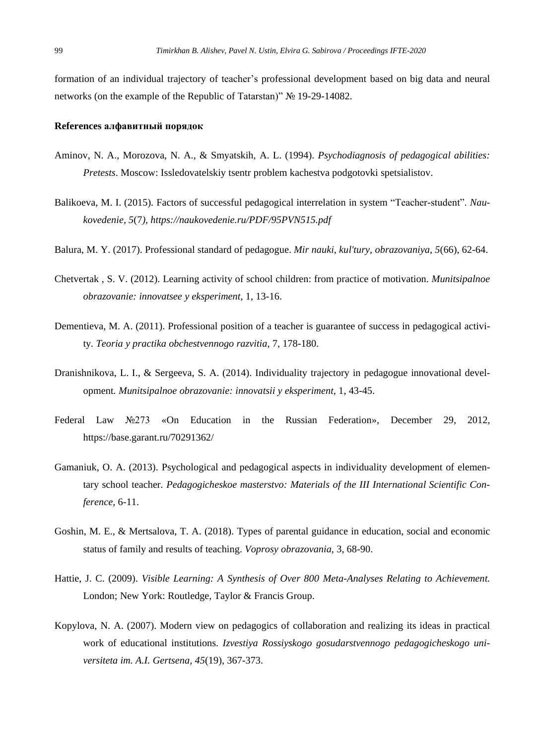formation of an individual trajectory of teacher's professional development based on big data and neural networks (on the example of the Republic of Tatarstan)" № 19-29-14082.

**References алфавитный порядок**

Aminov, N. A., Morozova, N. A., & Smyatskih, A. L. (1994). *Psychodiagnosis of pedagogical abilities: Pretests*. Moscow: Issledovatelskiy tsentr problem kachestva podgotovki spetsialistov.

Balikoeva, M. I. (2015). Factors of successful pedagogical interrelation in system "Teacher-student". *Naukovedenie, 5*(7*), https://naukovedenie.ru/PDF/95PVN515.pdf*

Balura, M. Y. (2017). Professional standard of pedagogue. *Mir nauki, kul'tury, obrazovaniya, 5*(66), 62-64.

Chetvertak , S. V. (2012). Learning activity of school children: from practice of motivation. *Munitsipalnoe obrazovanie: innovatsee y eksperiment,* 1, 13-16.

Dementieva, M. A. (2011). Professional position of a teacher is guarantee of success in pedagogical activity. *Teoria y practika obchestvennogo razvitia,* 7, 178-180.

Dranishnikova, L. I., & Sergeeva, S. A. (2014). Individuality trajectory in pedagogue innovational development. *Munitsipalnoe obrazovanie: innovatsii y eksperiment,* 1, 43-45.

Federal Law №273 «On Education in the Russian Federation», December 29, 2012, https://base.garant.ru/70291362/

Gamaniuk, O. A. (2013). Psychological and pedagogical aspects in individuality development of elementary school teacher. *Pedagogicheskoe masterstvo: Materials of the III International Scientific Conference,* 6-11.

Goshin, M. E., & Mertsalova, T. A. (2018). Types of parental guidance in education, social and economic status of family and results of teaching. *Voprosy obrazovania,* 3, 68-90.

Hattie, J. C. (2009). *Visible Learning: A Synthesis of Over 800 Meta-Analyses Relating to Achievement.* London; New York: Routledge, Taylor & Francis Group.

Kopylova, N. A. (2007). Modern view on pedagogics of collaboration and realizing its ideas in practical work of educational institutions. *Izvestiya Rossiyskogo gosudarstvennogo pedagogicheskogo universiteta im. A.I. Gertsena, 45*(19), 367-373.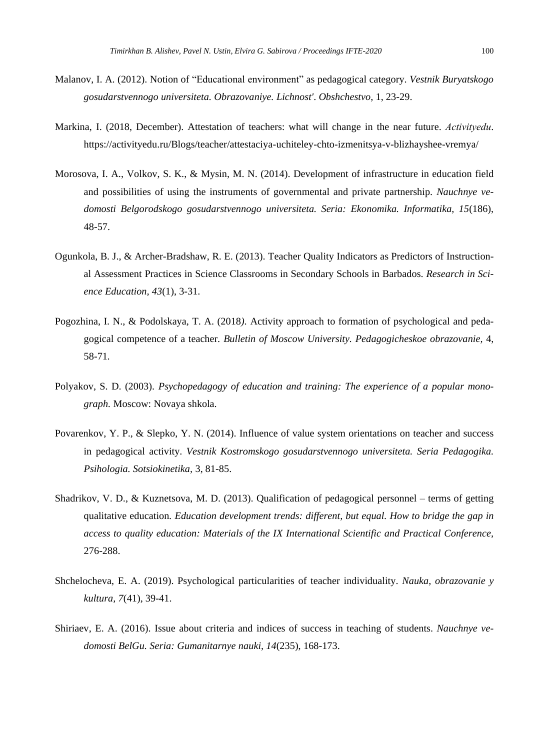Malanov, I. A. (2012). Notion of “Educational environment” as pedagogical category. *Vestnik Buryatskogo gosudarstvennogo universiteta. Obrazovaniye. Lichnost'. Obshchestvo,* 1, 23-29.

Markina, I. (2018, December). Attestation of teachers: what will change in the near future. *Activityedu*. https://activityedu.ru/Blogs/teacher/attestaciya-uchiteley-chto-izmenitsya-v-blizhayshee-vremya/

Morosova, I. A., Volkov, S. K., & Mysin, M. N. (2014). Development of infrastructure in education field and possibilities of using the instruments of governmental and private partnership. *Nauchnye vedomosti Belgorodskogo gosudarstvennogo universiteta. Seria: Ekonomika. Informatika, 15*(186), 48-57.

Ogunkola, B. J., & Archer-Bradshaw, R. E. (2013). Teacher Quality Indicators as Predictors of Instructional Assessment Practices in Science Classrooms in Secondary Schools in Barbados. *Research in Science Education, 43*(1), 3-31.

Pogozhina, I. N., & Podolskaya, T. A. (2018*)*. Activity approach to formation of psychological and pedagogical competence of a teacher. *Bulletin of Moscow University. Pedagogicheskoe obrazovanie,* 4, 58-71.

Polyakov, S. D. (2003). *Psychopedagogy of education and training: The experience of a popular monograph.* Moscow: Novaya shkola.

Povarenkov, Y. P., & Slepko, Y. N. (2014). Influence of value system orientations on teacher and success in pedagogical activity. *Vestnik Kostromskogo gosudarstvennogo universiteta. Seria Pedagogika. Psihologia. Sotsiokinetika,* 3, 81-85.

Shadrikov, V. D., & Kuznetsova, M. D. (2013). Qualification of pedagogical personnel – terms of getting qualitative education*. Education development trends: different, but equal. How to bridge the gap in access to quality education: Materials of the IX International Scientific and Practical Conference*, 276-288.

Shchelocheva, E. A. (2019). Psychological particularities of teacher individuality. *Nauka, obrazovanie y kultura, 7*(41), 39-41.

Shiriaev, E. A. (2016). Issue about criteria and indices of success in teaching of students. *Nauchnye vedomosti BelGu. Seria: Gumanitarnye nauki, 14*(235), 168-173.